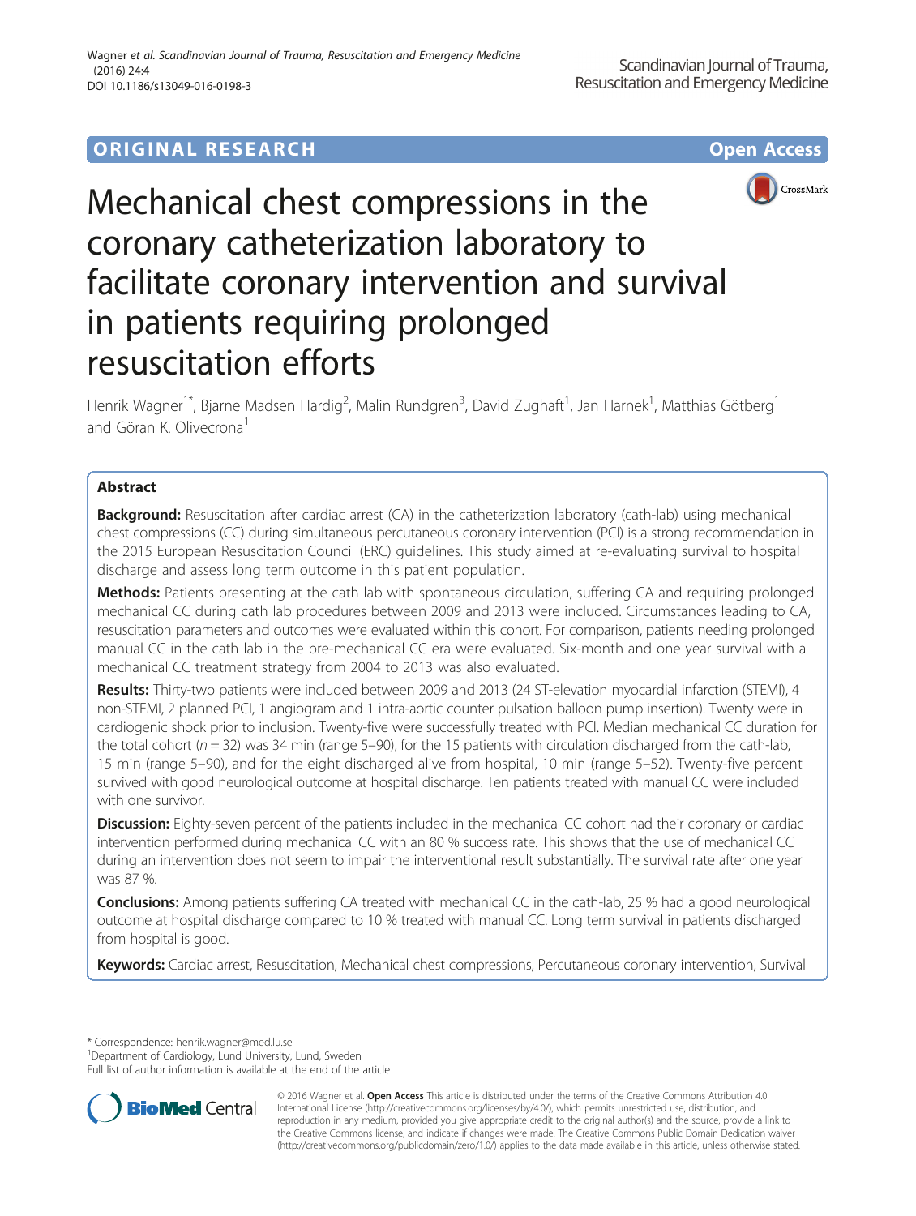ORIGINAL RESEARCH Open Access

# Mechanical chest compressions in the coronary catheterization laboratory to facilitate coronary intervention and survival in patients requiring prolonged resuscitation efforts

Henrik Wagner[1*], Bjarne Madsen Hardig[2], Malin Rundgren[3], David Zughaft[1], Jan Harnek[1], Matthias Götberg[1] and Göran K. Olivecrona[1]

## Abstract

**Background:** Resuscitation after cardiac arrest (CA) in the catheterization laboratory (cath-lab) using mechanical chest compressions (CC) during simultaneous percutaneous coronary intervention (PCI) is a strong recommendation in the 2015 European Resuscitation Council (ERC) guidelines. This study aimed at re-evaluating survival to hospital discharge and assess long term outcome in this patient population.

**Methods:** Patients presenting at the cath lab with spontaneous circulation, suffering CA and requiring prolonged mechanical CC during cath lab procedures between 2009 and 2013 were included. Circumstances leading to CA, resuscitation parameters and outcomes were evaluated within this cohort. For comparison, patients needing prolonged manual CC in the cath lab in the pre-mechanical CC era were evaluated. Six-month and one year survival with a mechanical CC treatment strategy from 2004 to 2013 was also evaluated.

**Results:** Thirty-two patients were included between 2009 and 2013 (24 ST-elevation myocardial infarction (STEMI), 4 non-STEMI, 2 planned PCI, 1 angiogram and 1 intra-aortic counter pulsation balloon pump insertion). Twenty were in cardiogenic shock prior to inclusion. Twenty-five were successfully treated with PCI. Median mechanical CC duration for the total cohort ($n = 32$) was 34 min (range 5–90), for the 15 patients with circulation discharged from the cath-lab, 15 min (range 5–90), and for the eight discharged alive from hospital, 10 min (range 5–52). Twenty-five percent survived with good neurological outcome at hospital discharge. Ten patients treated with manual CC were included with one survivor.

**Discussion:** Eighty-seven percent of the patients included in the mechanical CC cohort had their coronary or cardiac intervention performed during mechanical CC with an 80 % success rate. This shows that the use of mechanical CC during an intervention does not seem to impair the interventional result substantially. The survival rate after one year was 87 %.

**Conclusions:** Among patients suffering CA treated with mechanical CC in the cath-lab, 25 % had a good neurological outcome at hospital discharge compared to 10 % treated with manual CC. Long term survival in patients discharged from hospital is good.

**Keywords:** Cardiac arrest, Resuscitation, Mechanical chest compressions, Percutaneous coronary intervention, Survival

\* Correspondence: henrik.wagner@med.lu.se
[1]Department of Cardiology, Lund University, Lund, Sweden
Full list of author information is available at the end of the article

© 2016 Wagner et al. **Open Access** This article is distributed under the terms of the Creative Commons Attribution 4.0 International License (http://creativecommons.org/licenses/by/4.0/), which permits unrestricted use, distribution, and reproduction in any medium, provided you give appropriate credit to the original author(s) and the source, provide a link to the Creative Commons license, and indicate if changes were made. The Creative Commons Public Domain Dedication waiver (http://creativecommons.org/publicdomain/zero/1.0/) applies to the data made available in this article, unless otherwise stated.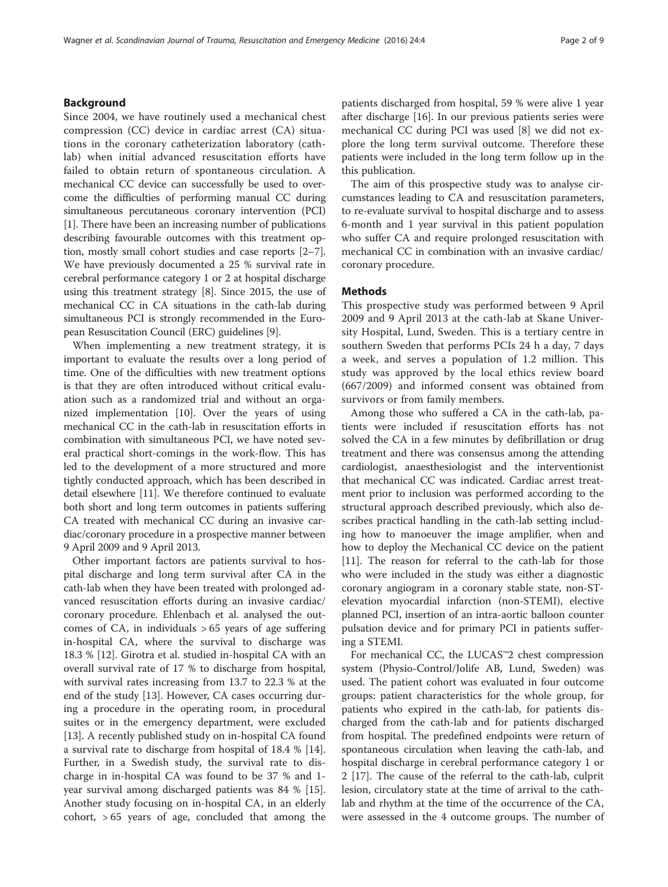## Background

Since 2004, we have routinely used a mechanical chest compression (CC) device in cardiac arrest (CA) situations in the coronary catheterization laboratory (cath-lab) when initial advanced resuscitation efforts have failed to obtain return of spontaneous circulation. A mechanical CC device can successfully be used to overcome the difficulties of performing manual CC during simultaneous percutaneous coronary intervention (PCI) [1]. There have been an increasing number of publications describing favourable outcomes with this treatment option, mostly small cohort studies and case reports [2–7]. We have previously documented a 25 % survival rate in cerebral performance category 1 or 2 at hospital discharge using this treatment strategy [8]. Since 2015, the use of mechanical CC in CA situations in the cath-lab during simultaneous PCI is strongly recommended in the European Resuscitation Council (ERC) guidelines [9].

When implementing a new treatment strategy, it is important to evaluate the results over a long period of time. One of the difficulties with new treatment options is that they are often introduced without critical evaluation such as a randomized trial and without an organized implementation [10]. Over the years of using mechanical CC in the cath-lab in resuscitation efforts in combination with simultaneous PCI, we have noted several practical short-comings in the work-flow. This has led to the development of a more structured and more tightly conducted approach, which has been described in detail elsewhere [11]. We therefore continued to evaluate both short and long term outcomes in patients suffering CA treated with mechanical CC during an invasive cardiac/coronary procedure in a prospective manner between 9 April 2009 and 9 April 2013.

Other important factors are patients survival to hospital discharge and long term survival after CA in the cath-lab when they have been treated with prolonged advanced resuscitation efforts during an invasive cardiac/coronary procedure. Ehlenbach et al. analysed the outcomes of CA, in individuals > 65 years of age suffering in-hospital CA, where the survival to discharge was 18.3 % [12]. Girotra et al. studied in-hospital CA with an overall survival rate of 17 % to discharge from hospital, with survival rates increasing from 13.7 to 22.3 % at the end of the study [13]. However, CA cases occurring during a procedure in the operating room, in procedural suites or in the emergency department, were excluded [13]. A recently published study on in-hospital CA found a survival rate to discharge from hospital of 18.4 % [14]. Further, in a Swedish study, the survival rate to discharge in in-hospital CA was found to be 37 % and 1-year survival among discharged patients was 84 % [15]. Another study focusing on in-hospital CA, in an elderly cohort, > 65 years of age, concluded that among the patients discharged from hospital, 59 % were alive 1 year after discharge [16]. In our previous patients series were mechanical CC during PCI was used [8] we did not explore the long term survival outcome. Therefore these patients were included in the long term follow up in the this publication.

The aim of this prospective study was to analyse circumstances leading to CA and resuscitation parameters, to re-evaluate survival to hospital discharge and to assess 6-month and 1 year survival in this patient population who suffer CA and require prolonged resuscitation with mechanical CC in combination with an invasive cardiac/coronary procedure.

## Methods

This prospective study was performed between 9 April 2009 and 9 April 2013 at the cath-lab at Skane University Hospital, Lund, Sweden. This is a tertiary centre in southern Sweden that performs PCIs 24 h a day, 7 days a week, and serves a population of 1.2 million. This study was approved by the local ethics review board (667/2009) and informed consent was obtained from survivors or from family members.

Among those who suffered a CA in the cath-lab, patients were included if resuscitation efforts has not solved the CA in a few minutes by defibrillation or drug treatment and there was consensus among the attending cardiologist, anaesthesiologist and the interventionist that mechanical CC was indicated. Cardiac arrest treatment prior to inclusion was performed according to the structural approach described previously, which also describes practical handling in the cath-lab setting including how to manoeuver the image amplifier, when and how to deploy the Mechanical CC device on the patient [11]. The reason for referral to the cath-lab for those who were included in the study was either a diagnostic coronary angiogram in a coronary stable state, non-ST-elevation myocardial infarction (non-STEMI), elective planned PCI, insertion of an intra-aortic balloon counter pulsation device and for primary PCI in patients suffering a STEMI.

For mechanical CC, the LUCAS™2 chest compression system (Physio-Control/Jolife AB, Lund, Sweden) was used. The patient cohort was evaluated in four outcome groups: patient characteristics for the whole group, for patients who expired in the cath-lab, for patients discharged from the cath-lab and for patients discharged from hospital. The predefined endpoints were return of spontaneous circulation when leaving the cath-lab, and hospital discharge in cerebral performance category 1 or 2 [17]. The cause of the referral to the cath-lab, culprit lesion, circulatory state at the time of arrival to the cath-lab and rhythm at the time of the occurrence of the CA, were assessed in the 4 outcome groups. The number of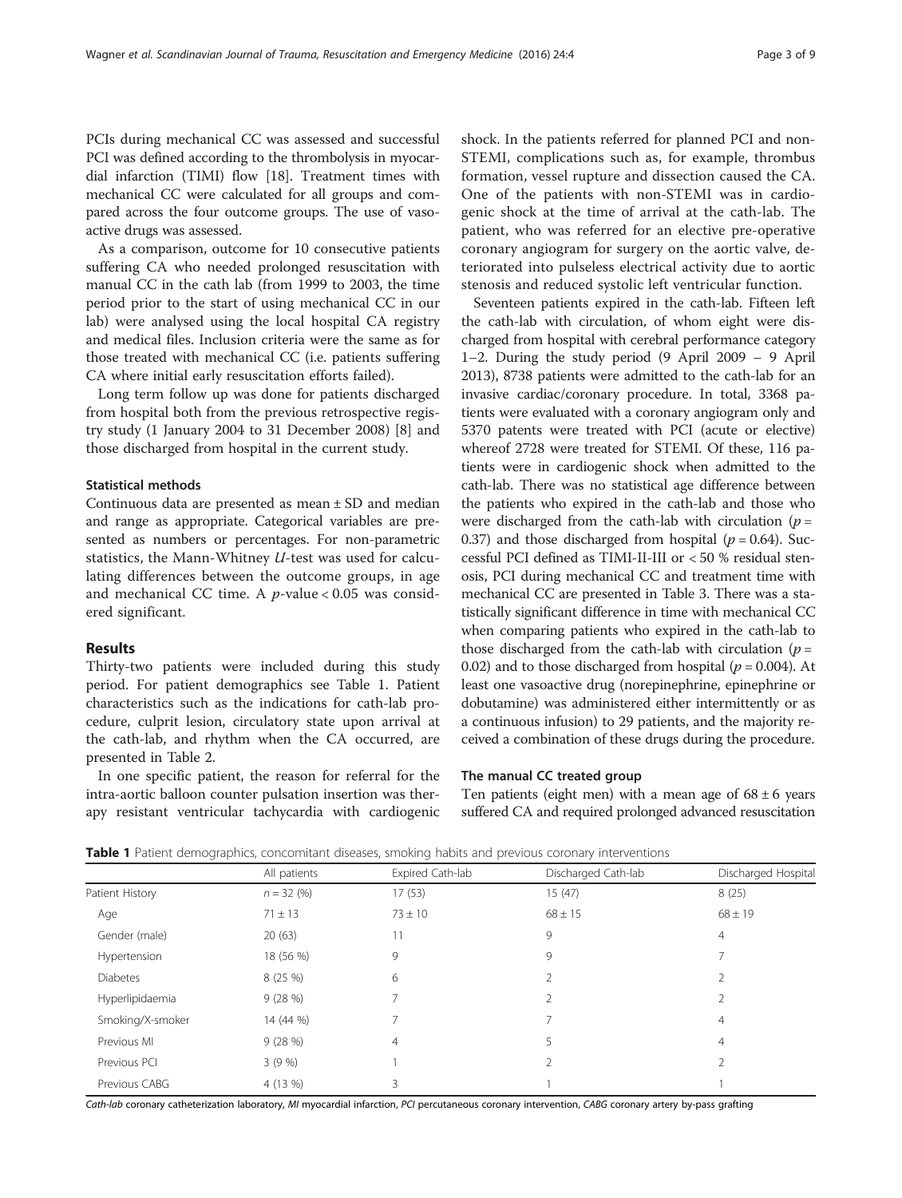PCIs during mechanical CC was assessed and successful PCI was defined according to the thrombolysis in myocardial infarction (TIMI) flow [18]. Treatment times with mechanical CC were calculated for all groups and compared across the four outcome groups. The use of vasoactive drugs was assessed.

As a comparison, outcome for 10 consecutive patients suffering CA who needed prolonged resuscitation with manual CC in the cath lab (from 1999 to 2003, the time period prior to the start of using mechanical CC in our lab) were analysed using the local hospital CA registry and medical files. Inclusion criteria were the same as for those treated with mechanical CC (i.e. patients suffering CA where initial early resuscitation efforts failed).

Long term follow up was done for patients discharged from hospital both from the previous retrospective registry study (1 January 2004 to 31 December 2008) [8] and those discharged from hospital in the current study.

### Statistical methods

Continuous data are presented as mean ± SD and median and range as appropriate. Categorical variables are presented as numbers or percentages. For non-parametric statistics, the Mann-Whitney $U$-test was used for calculating differences between the outcome groups, in age and mechanical CC time. A $p$-value < 0.05 was considered significant.

## Results

Thirty-two patients were included during this study period. For patient demographics see Table 1. Patient characteristics such as the indications for cath-lab procedure, culprit lesion, circulatory state upon arrival at the cath-lab, and rhythm when the CA occurred, are presented in Table 2.

In one specific patient, the reason for referral for the intra-aortic balloon counter pulsation insertion was therapy resistant ventricular tachycardia with cardiogenic shock. In the patients referred for planned PCI and non-STEMI, complications such as, for example, thrombus formation, vessel rupture and dissection caused the CA. One of the patients with non-STEMI was in cardiogenic shock at the time of arrival at the cath-lab. The patient, who was referred for an elective pre-operative coronary angiogram for surgery on the aortic valve, deteriorated into pulseless electrical activity due to aortic stenosis and reduced systolic left ventricular function.

Seventeen patients expired in the cath-lab. Fifteen left the cath-lab with circulation, of whom eight were discharged from hospital with cerebral performance category 1–2. During the study period (9 April 2009 – 9 April 2013), 8738 patients were admitted to the cath-lab for an invasive cardiac/coronary procedure. In total, 3368 patients were evaluated with a coronary angiogram only and 5370 patients were treated with PCI (acute or elective) whereof 2728 were treated for STEMI. Of these, 116 patients were in cardiogenic shock when admitted to the cath-lab. There was no statistical age difference between the patients who expired in the cath-lab and those who were discharged from the cath-lab with circulation ($p$ = 0.37) and those discharged from hospital ($p$ = 0.64). Successful PCI defined as TIMI-II-III or < 50 % residual stenosis, PCI during mechanical CC and treatment time with mechanical CC are presented in Table 3. There was a statistically significant difference in time with mechanical CC when comparing patients who expired in the cath-lab to those discharged from the cath-lab with circulation ($p$ = 0.02) and to those discharged from hospital ($p$ = 0.004). At least one vasoactive drug (norepinephrine, epinephrine or dobutamine) was administered either intermittently or as a continuous infusion) to 29 patients, and the majority received a combination of these drugs during the procedure.

### The manual CC treated group

Ten patients (eight men) with a mean age of 68 ± 6 years suffered CA and required prolonged advanced resuscitation

**Table 1** Patient demographics, concomitant diseases, smoking habits and previous coronary interventions

| | All patients | Expired Cath-lab | Discharged Cath-lab | Discharged Hospital |
|---|---|---|---|---|
| Patient History | $n$ = 32 (%) | 17 (53) | 15 (47) | 8 (25) |
| Age | 71 ± 13 | 73 ± 10 | 68 ± 15 | 68 ± 19 |
| Gender (male) | 20 (63) | 11 | 9 | 4 |
| Hypertension | 18 (56 %) | 9 | 9 | 7 |
| Diabetes | 8 (25 %) | 6 | 2 | 2 |
| Hyperlipidaemia | 9 (28 %) | 7 | 2 | 2 |
| Smoking/X-smoker | 14 (44 %) | 7 | 7 | 4 |
| Previous MI | 9 (28 %) | 4 | 5 | 4 |
| Previous PCI | 3 (9 %) | 1 | 2 | 2 |
| Previous CABG | 4 (13 %) | 3 | 1 | 1 |

*Cath-lab* coronary catheterization laboratory, *MI* myocardial infarction, *PCI* percutaneous coronary intervention, *CABG* coronary artery by-pass grafting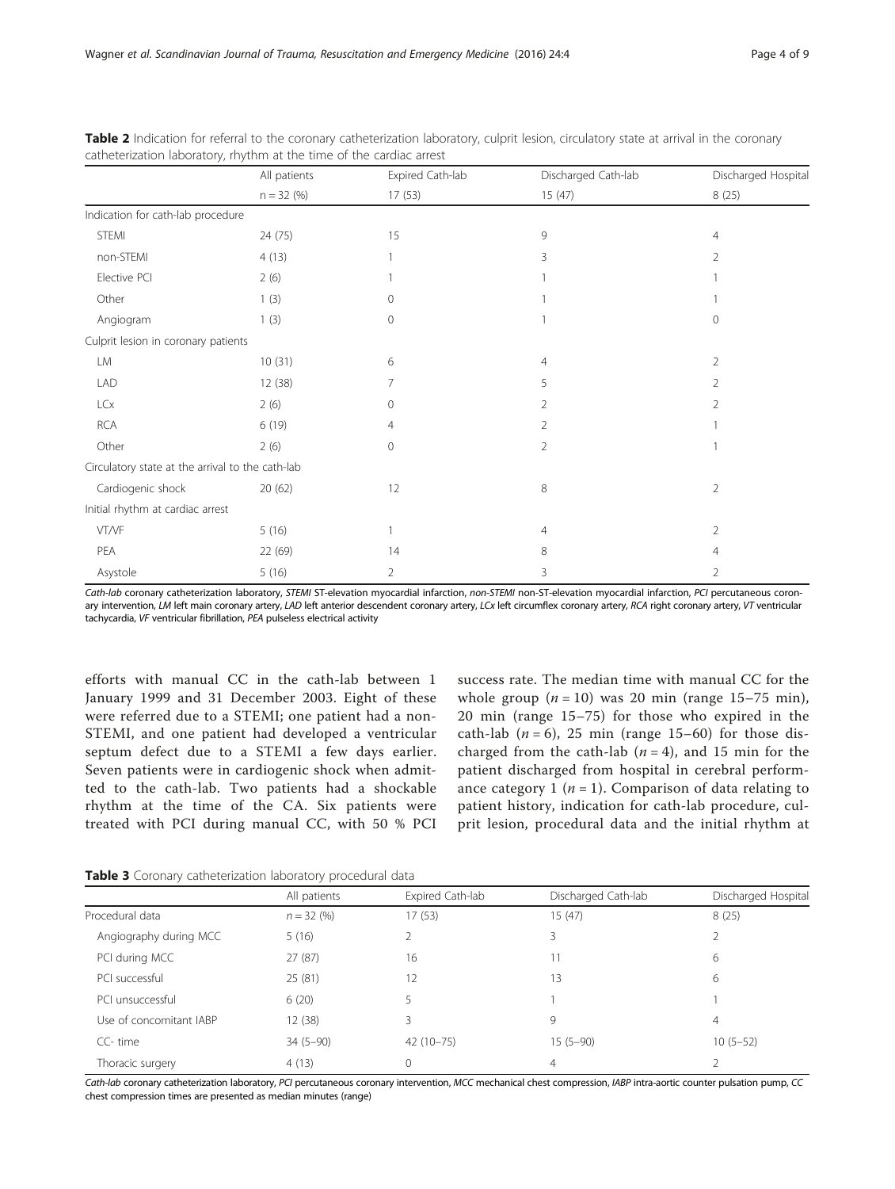**Table 2** Indication for referral to the coronary catheterization laboratory, culprit lesion, circulatory state at arrival in the coronary catheterization laboratory, rhythm at the time of the cardiac arrest

| | All patients | Expired Cath-lab | Discharged Cath-lab | Discharged Hospital |
|---|---|---|---|---|
| | n = 32 (%) | 17 (53) | 15 (47) | 8 (25) |
| Indication for cath-lab procedure | | | | |
| STEMI | 24 (75) | 15 | 9 | 4 |
| non-STEMI | 4 (13) | 1 | 3 | 2 |
| Elective PCI | 2 (6) | 1 | 1 | 1 |
| Other | 1 (3) | 0 | 1 | 1 |
| Angiogram | 1 (3) | 0 | 1 | 0 |
| Culprit lesion in coronary patients | | | | |
| LM | 10 (31) | 6 | 4 | 2 |
| LAD | 12 (38) | 7 | 5 | 2 |
| LCx | 2 (6) | 0 | 2 | 2 |
| RCA | 6 (19) | 4 | 2 | 1 |
| Other | 2 (6) | 0 | 2 | 1 |
| Circulatory state at the arrival to the cath-lab | | | | |
| Cardiogenic shock | 20 (62) | 12 | 8 | 2 |
| Initial rhythm at cardiac arrest | | | | |
| VT/VF | 5 (16) | 1 | 4 | 2 |
| PEA | 22 (69) | 14 | 8 | 4 |
| Asystole | 5 (16) | 2 | 3 | 2 |

*Cath-lab* coronary catheterization laboratory, *STEMI* ST-elevation myocardial infarction, *non-STEMI* non-ST-elevation myocardial infarction, *PCI* percutaneous coronary intervention, *LM* left main coronary artery, *LAD* left anterior descendent coronary artery, *LCx* left circumflex coronary artery, *RCA* right coronary artery, *VT* ventricular tachycardia, *VF* ventricular fibrillation, *PEA* pulseless electrical activity

efforts with manual CC in the cath-lab between 1 January 1999 and 31 December 2003. Eight of these were referred due to a STEMI; one patient had a non-STEMI, and one patient had developed a ventricular septum defect due to a STEMI a few days earlier. Seven patients were in cardiogenic shock when admitted to the cath-lab. Two patients had a shockable rhythm at the time of the CA. Six patients were treated with PCI during manual CC, with 50 % PCI success rate. The median time with manual CC for the whole group ($n = 10$) was 20 min (range 15–75 min), 20 min (range 15–75) for those who expired in the cath-lab ($n = 6$), 25 min (range 15–60) for those discharged from the cath-lab ($n = 4$), and 15 min for the patient discharged from hospital in cerebral performance category 1 ($n = 1$). Comparison of data relating to patient history, indication for cath-lab procedure, culprit lesion, procedural data and the initial rhythm at

**Table 3** Coronary catheterization laboratory procedural data

| | All patients | Expired Cath-lab | Discharged Cath-lab | Discharged Hospital |
|---|---|---|---|---|
| Procedural data | *n* = 32 (%) | 17 (53) | 15 (47) | 8 (25) |
| Angiography during MCC | 5 (16) | 2 | 3 | 2 |
| PCI during MCC | 27 (87) | 16 | 11 | 6 |
| PCI successful | 25 (81) | 12 | 13 | 6 |
| PCI unsuccessful | 6 (20) | 5 | 1 | 1 |
| Use of concomitant IABP | 12 (38) | 3 | 9 | 4 |
| CC- time | 34 (5–90) | 42 (10–75) | 15 (5–90) | 10 (5–52) |
| Thoracic surgery | 4 (13) | 0 | 4 | 2 |

*Cath-lab* coronary catheterization laboratory, *PCI* percutaneous coronary intervention, *MCC* mechanical chest compression, *IABP* intra-aortic counter pulsation pump, *CC* chest compression times are presented as median minutes (range)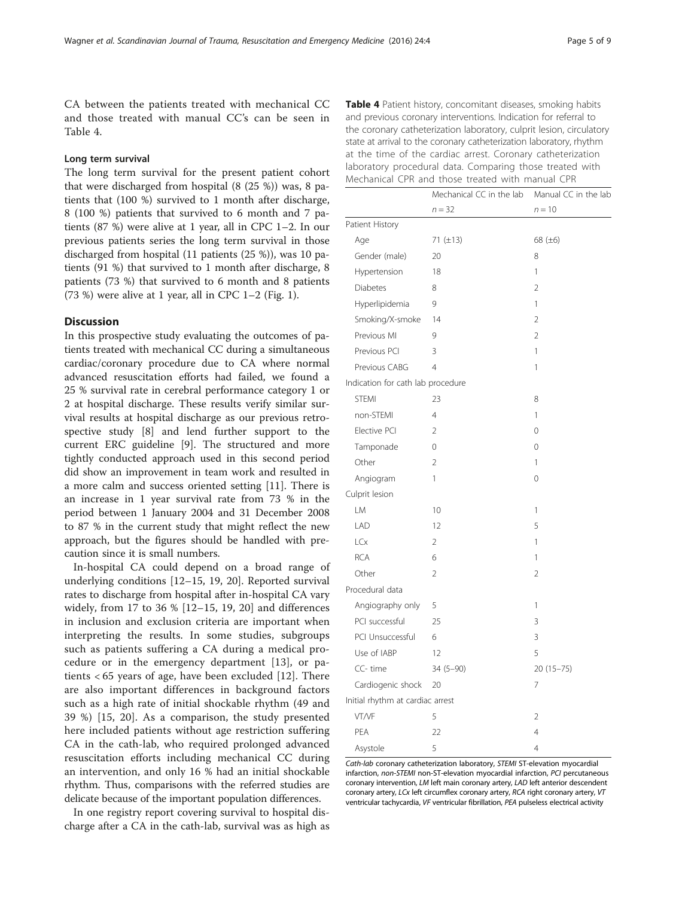CA between the patients treated with mechanical CC and those treated with manual CC's can be seen in Table 4.

### Long term survival

The long term survival for the present patient cohort that were discharged from hospital (8 (25 %)) was, 8 patients that (100 %) survived to 1 month after discharge, 8 (100 %) patients that survived to 6 month and 7 patients (87 %) were alive at 1 year, all in CPC 1–2. In our previous patients series the long term survival in those discharged from hospital (11 patients (25 %)), was 10 patients (91 %) that survived to 1 month after discharge, 8 patients (73 %) that survived to 6 month and 8 patients (73 %) were alive at 1 year, all in CPC 1–2 (Fig. 1).

## Discussion

In this prospective study evaluating the outcomes of patients treated with mechanical CC during a simultaneous cardiac/coronary procedure due to CA where normal advanced resuscitation efforts had failed, we found a 25 % survival rate in cerebral performance category 1 or 2 at hospital discharge. These results verify similar survival results at hospital discharge as our previous retrospective study [8] and lend further support to the current ERC guideline [9]. The structured and more tightly conducted approach used in this second period did show an improvement in team work and resulted in a more calm and success oriented setting [11]. There is an increase in 1 year survival rate from 73 % in the period between 1 January 2004 and 31 December 2008 to 87 % in the current study that might reflect the new approach, but the figures should be handled with precaution since it is small numbers.

In-hospital CA could depend on a broad range of underlying conditions [12–15, 19, 20]. Reported survival rates to discharge from hospital after in-hospital CA vary widely, from 17 to 36 % [12–15, 19, 20] and differences in inclusion and exclusion criteria are important when interpreting the results. In some studies, subgroups such as patients suffering a CA during a medical procedure or in the emergency department [13], or patients < 65 years of age, have been excluded [12]. There are also important differences in background factors such as a high rate of initial shockable rhythm (49 and 39 %) [15, 20]. As a comparison, the study presented here included patients without age restriction suffering CA in the cath-lab, who required prolonged advanced resuscitation efforts including mechanical CC during an intervention, and only 16 % had an initial shockable rhythm. Thus, comparisons with the referred studies are delicate because of the important population differences.

In one registry report covering survival to hospital discharge after a CA in the cath-lab, survival was as high as

**Table 4** Patient history, concomitant diseases, smoking habits and previous coronary interventions. Indication for referral to the coronary catheterization laboratory, culprit lesion, circulatory state at arrival to the coronary catheterization laboratory, rhythm at the time of the cardiac arrest. Coronary catheterization laboratory procedural data. Comparing those treated with Mechanical CPR and those treated with manual CPR

| | Mechanical CC in the lab | Manual CC in the lab |
|---|---|---|
| | $n = 32$ | $n = 10$ |
| Patient History | | |
| Age | 71 (±13) | 68 (±6) |
| Gender (male) | 20 | 8 |
| Hypertension | 18 | 1 |
| Diabetes | 8 | 2 |
| Hyperlipidemia | 9 | 1 |
| Smoking/X-smoke | 14 | 2 |
| Previous MI | 9 | 2 |
| Previous PCI | 3 | 1 |
| Previous CABG | 4 | 1 |
| Indication for cath lab procedure | | |
| STEMI | 23 | 8 |
| non-STEMI | 4 | 1 |
| Elective PCI | 2 | 0 |
| Tamponade | 0 | 0 |
| Other | 2 | 1 |
| Angiogram | 1 | 0 |
| Culprit lesion | | |
| LM | 10 | 1 |
| LAD | 12 | 5 |
| LCx | 2 | 1 |
| RCA | 6 | 1 |
| Other | 2 | 2 |
| Procedural data | | |
| Angiography only | 5 | 1 |
| PCI successful | 25 | 3 |
| PCI Unsuccessful | 6 | 3 |
| Use of IABP | 12 | 5 |
| CC- time | 34 (5–90) | 20 (15–75) |
| Cardiogenic shock | 20 | 7 |
| Initial rhythm at cardiac arrest | | |
| VT/VF | 5 | 2 |
| PEA | 22 | 4 |
| Asystole | 5 | 4 |

*Cath-lab* coronary catheterization laboratory, *STEMI* ST-elevation myocardial infarction, *non-STEMI* non-ST-elevation myocardial infarction, *PCI* percutaneous coronary intervention, *LM* left main coronary artery, *LAD* left anterior descendent coronary artery, *LCx* left circumflex coronary artery, *RCA* right coronary artery, *VT* ventricular tachycardia, *VF* ventricular fibrillation, *PEA* pulseless electrical activity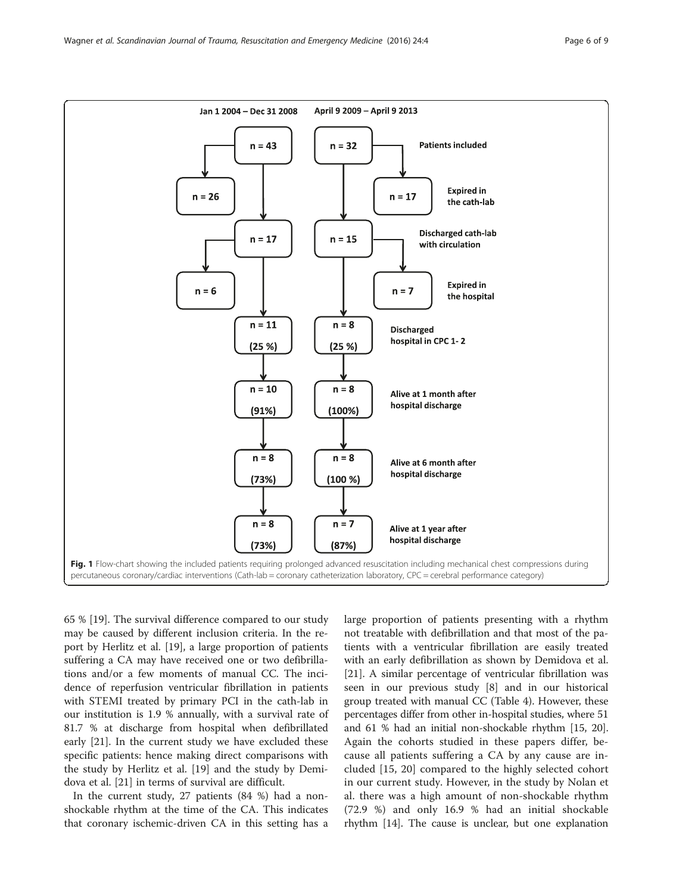**Fig. 1** Flow-chart showing the included patients requiring prolonged advanced resuscitation including mechanical chest compressions during percutaneous coronary/cardiac interventions (Cath-lab = coronary catheterization laboratory, CPC = cerebral performance category)

| | Jan 1 2004 – Dec 31 2008 | April 9 2009 – April 9 2013 |
|---|---|---|
| Patients included | n = 43 | n = 32 |
| Expired in the cath-lab | n = 26 | n = 17 |
| Discharged cath-lab with circulation | n = 17 | n = 15 |
| Expired in the hospital | n = 6 | n = 7 |
| Discharged hospital in CPC 1- 2 | n = 11 (25 %) | n = 8 (25 %) |
| Alive at 1 month after hospital discharge | n = 10 (91%) | n = 8 (100%) |
| Alive at 6 month after hospital discharge | n = 8 (73%) | n = 8 (100 %) |
| Alive at 1 year after hospital discharge | n = 8 (73%) | n = 7 (87%) |

65 % [19]. The survival difference compared to our study may be caused by different inclusion criteria. In the report by Herlitz et al. [19], a large proportion of patients suffering a CA may have received one or two defibrillations and/or a few moments of manual CC. The incidence of reperfusion ventricular fibrillation in patients with STEMI treated by primary PCI in the cath-lab in our institution is 1.9 % annually, with a survival rate of 81.7 % at discharge from hospital when defibrillated early [21]. In the current study we have excluded these specific patients: hence making direct comparisons with the study by Herlitz et al. [19] and the study by Demidova et al. [21] in terms of survival are difficult.

In the current study, 27 patients (84 %) had a non-shockable rhythm at the time of the CA. This indicates that coronary ischemic-driven CA in this setting has a large proportion of patients presenting with a rhythm not treatable with defibrillation and that most of the patients with a ventricular fibrillation are easily treated with an early defibrillation as shown by Demidova et al. [21]. A similar percentage of ventricular fibrillation was seen in our previous study [8] and in our historical group treated with manual CC (Table 4). However, these percentages differ from other in-hospital studies, where 51 and 61 % had an initial non-shockable rhythm [15, 20]. Again the cohorts studied in these papers differ, because all patients suffering a CA by any cause are included [15, 20] compared to the highly selected cohort in our current study. However, in the study by Nolan et al. there was a high amount of non-shockable rhythm (72.9 %) and only 16.9 % had an initial shockable rhythm [14]. The cause is unclear, but one explanation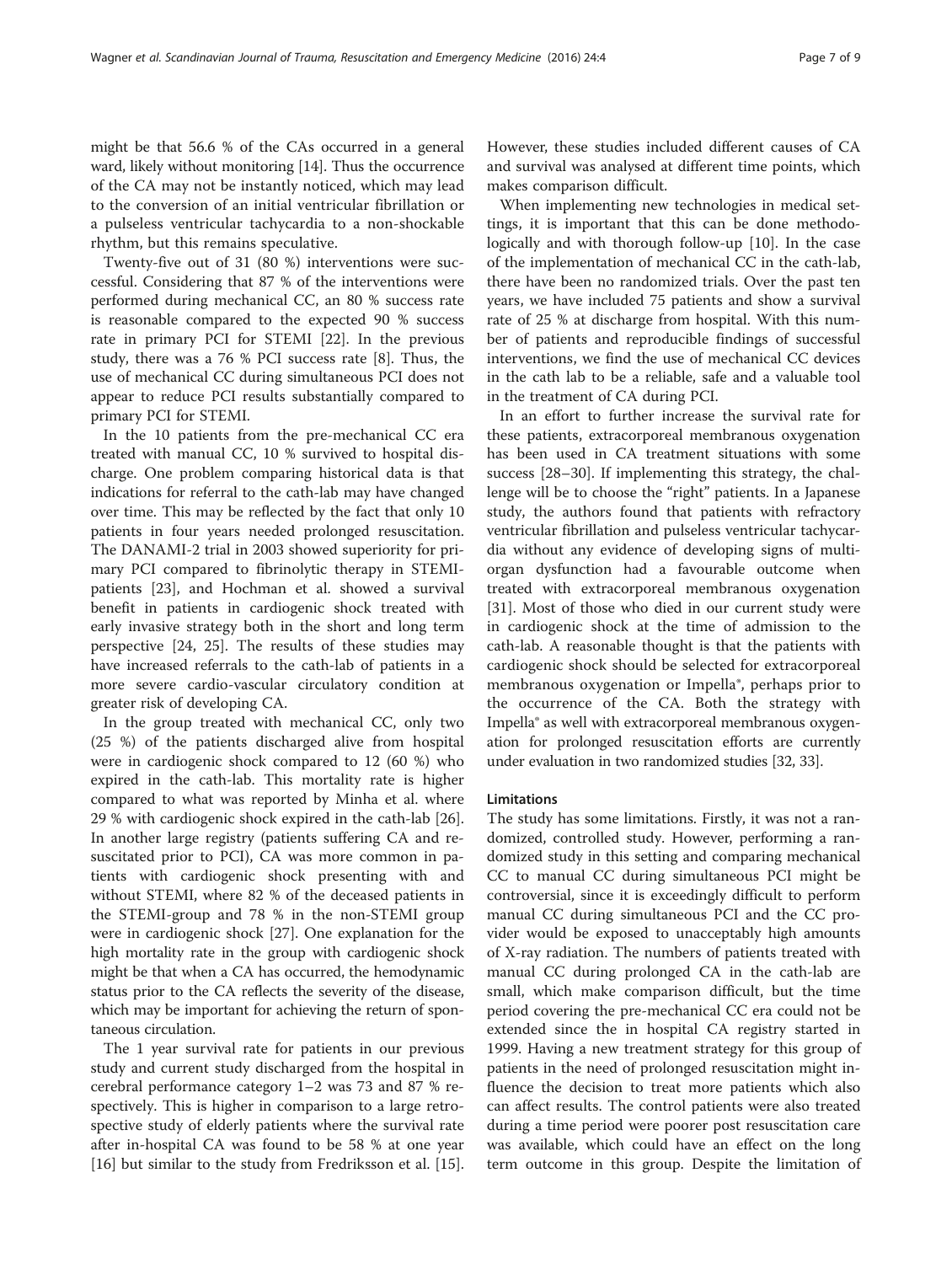might be that 56.6 % of the CAs occurred in a general ward, likely without monitoring [14]. Thus the occurrence of the CA may not be instantly noticed, which may lead to the conversion of an initial ventricular fibrillation or a pulseless ventricular tachycardia to a non-shockable rhythm, but this remains speculative.

Twenty-five out of 31 (80 %) interventions were successful. Considering that 87 % of the interventions were performed during mechanical CC, an 80 % success rate is reasonable compared to the expected 90 % success rate in primary PCI for STEMI [22]. In the previous study, there was a 76 % PCI success rate [8]. Thus, the use of mechanical CC during simultaneous PCI does not appear to reduce PCI results substantially compared to primary PCI for STEMI.

In the 10 patients from the pre-mechanical CC era treated with manual CC, 10 % survived to hospital discharge. One problem comparing historical data is that indications for referral to the cath-lab may have changed over time. This may be reflected by the fact that only 10 patients in four years needed prolonged resuscitation. The DANAMI-2 trial in 2003 showed superiority for primary PCI compared to fibrinolytic therapy in STEMI-patients [23], and Hochman et al. showed a survival benefit in patients in cardiogenic shock treated with early invasive strategy both in the short and long term perspective [24, 25]. The results of these studies may have increased referrals to the cath-lab of patients in a more severe cardio-vascular circulatory condition at greater risk of developing CA.

In the group treated with mechanical CC, only two (25 %) of the patients discharged alive from hospital were in cardiogenic shock compared to 12 (60 %) who expired in the cath-lab. This mortality rate is higher compared to what was reported by Minha et al. where 29 % with cardiogenic shock expired in the cath-lab [26]. In another large registry (patients suffering CA and resuscitated prior to PCI), CA was more common in patients with cardiogenic shock presenting with and without STEMI, where 82 % of the deceased patients in the STEMI-group and 78 % in the non-STEMI group were in cardiogenic shock [27]. One explanation for the high mortality rate in the group with cardiogenic shock might be that when a CA has occurred, the hemodynamic status prior to the CA reflects the severity of the disease, which may be important for achieving the return of spontaneous circulation.

The 1 year survival rate for patients in our previous study and current study discharged from the hospital in cerebral performance category 1–2 was 73 and 87 % respectively. This is higher in comparison to a large retrospective study of elderly patients where the survival rate after in-hospital CA was found to be 58 % at one year [16] but similar to the study from Fredriksson et al. [15]. However, these studies included different causes of CA and survival was analysed at different time points, which makes comparison difficult.

When implementing new technologies in medical settings, it is important that this can be done methodologically and with thorough follow-up [10]. In the case of the implementation of mechanical CC in the cath-lab, there have been no randomized trials. Over the past ten years, we have included 75 patients and show a survival rate of 25 % at discharge from hospital. With this number of patients and reproducible findings of successful interventions, we find the use of mechanical CC devices in the cath lab to be a reliable, safe and a valuable tool in the treatment of CA during PCI.

In an effort to further increase the survival rate for these patients, extracorporeal membranous oxygenation has been used in CA treatment situations with some success [28–30]. If implementing this strategy, the challenge will be to choose the "right" patients. In a Japanese study, the authors found that patients with refractory ventricular fibrillation and pulseless ventricular tachycardia without any evidence of developing signs of multi-organ dysfunction had a favourable outcome when treated with extracorporeal membranous oxygenation [31]. Most of those who died in our current study were in cardiogenic shock at the time of admission to the cath-lab. A reasonable thought is that the patients with cardiogenic shock should be selected for extracorporeal membranous oxygenation or Impella®, perhaps prior to the occurrence of the CA. Both the strategy with Impella® as well with extracorporeal membranous oxygenation for prolonged resuscitation efforts are currently under evaluation in two randomized studies [32, 33].

## Limitations

The study has some limitations. Firstly, it was not a randomized, controlled study. However, performing a randomized study in this setting and comparing mechanical CC to manual CC during simultaneous PCI might be controversial, since it is exceedingly difficult to perform manual CC during simultaneous PCI and the CC provider would be exposed to unacceptably high amounts of X-ray radiation. The numbers of patients treated with manual CC during prolonged CA in the cath-lab are small, which make comparison difficult, but the time period covering the pre-mechanical CC era could not be extended since the in hospital CA registry started in 1999. Having a new treatment strategy for this group of patients in the need of prolonged resuscitation might influence the decision to treat more patients which also can affect results. The control patients were also treated during a time period were poorer post resuscitation care was available, which could have an effect on the long term outcome in this group. Despite the limitation of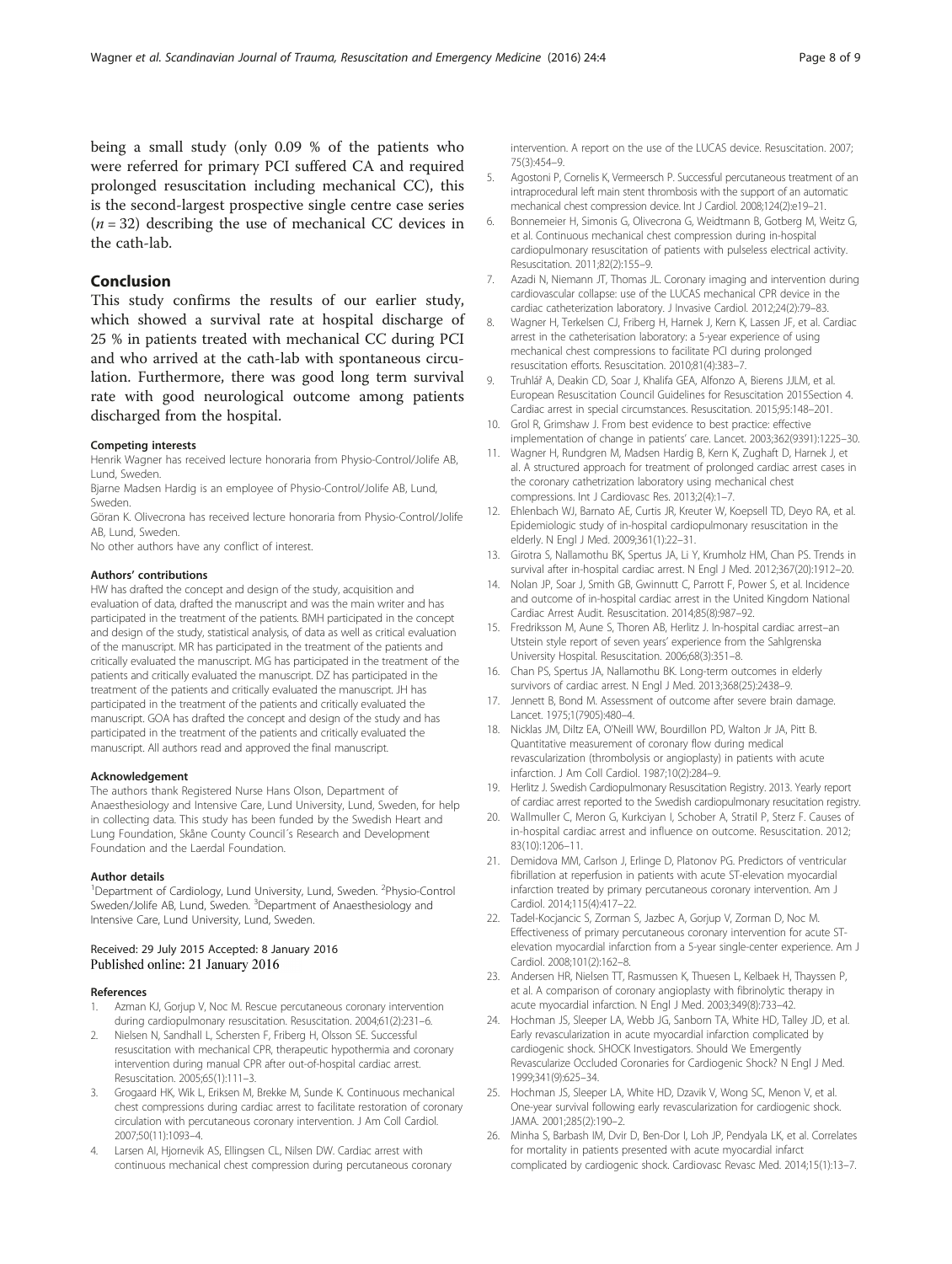being a small study (only 0.09 % of the patients who were referred for primary PCI suffered CA and required prolonged resuscitation including mechanical CC), this is the second-largest prospective single centre case series ($n = 32$) describing the use of mechanical CC devices in the cath-lab.

## Conclusion

This study confirms the results of our earlier study, which showed a survival rate at hospital discharge of 25 % in patients treated with mechanical CC during PCI and who arrived at the cath-lab with spontaneous circulation. Furthermore, there was good long term survival rate with good neurological outcome among patients discharged from the hospital.

#### Competing interests

Henrik Wagner has received lecture honoraria from Physio-Control/Jolife AB, Lund, Sweden.

Bjarne Madsen Hardig is an employee of Physio-Control/Jolife AB, Lund, Sweden.

Göran K. Olivecrona has received lecture honoraria from Physio-Control/Jolife AB, Lund, Sweden.

No other authors have any conflict of interest.

#### Authors' contributions

HW has drafted the concept and design of the study, acquisition and evaluation of data, drafted the manuscript and was the main writer and has participated in the treatment of the patients. BMH participated in the concept and design of the study, statistical analysis, of data as well as critical evaluation of the manuscript. MR has participated in the treatment of the patients and critically evaluated the manuscript. MG has participated in the treatment of the patients and critically evaluated the manuscript. DZ has participated in the treatment of the patients and critically evaluated the manuscript. JH has participated in the treatment of the patients and critically evaluated the manuscript. GOA has drafted the concept and design of the study and has participated in the treatment of the patients and critically evaluated the manuscript. All authors read and approved the final manuscript.

#### Acknowledgement

The authors thank Registered Nurse Hans Olson, Department of Anaesthesiology and Intensive Care, Lund University, Lund, Sweden, for help in collecting data. This study has been funded by the Swedish Heart and Lung Foundation, Skåne County Council´s Research and Development Foundation and the Laerdal Foundation.

#### Author details

[1]Department of Cardiology, Lund University, Lund, Sweden. [2]Physio-Control Sweden/Jolife AB, Lund, Sweden. [3]Department of Anaesthesiology and Intensive Care, Lund University, Lund, Sweden.

Received: 29 July 2015 Accepted: 8 January 2016
Published online: 21 January 2016

#### References

1. Azman KJ, Gorjup V, Noc M. Rescue percutaneous coronary intervention during cardiopulmonary resuscitation. Resuscitation. 2004;61(2):231–6.
2. Nielsen N, Sandhall L, Schersten F, Friberg H, Olsson SE. Successful resuscitation with mechanical CPR, therapeutic hypothermia and coronary intervention during manual CPR after out-of-hospital cardiac arrest. Resuscitation. 2005;65(1):111–3.
3. Grogaard HK, Wik L, Eriksen M, Brekke M, Sunde K. Continuous mechanical chest compressions during cardiac arrest to facilitate restoration of coronary circulation with percutaneous coronary intervention. J Am Coll Cardiol. 2007;50(11):1093–4.
4. Larsen AI, Hjornevik AS, Ellingsen CL, Nilsen DW. Cardiac arrest with continuous mechanical chest compression during percutaneous coronary intervention. A report on the use of the LUCAS device. Resuscitation. 2007; 75(3):454–9.
5. Agostoni P, Cornelis K, Vermeersch P. Successful percutaneous treatment of an intraprocedural left main stent thrombosis with the support of an automatic mechanical chest compression device. Int J Cardiol. 2008;124(2):e19–21.
6. Bonnemeier H, Simonis G, Olivecrona G, Weidtmann B, Gotberg M, Weitz G, et al. Continuous mechanical chest compression during in-hospital cardiopulmonary resuscitation of patients with pulseless electrical activity. Resuscitation. 2011;82(2):155–9.
7. Azadi N, Niemann JT, Thomas JL. Coronary imaging and intervention during cardiovascular collapse: use of the LUCAS mechanical CPR device in the cardiac catheterization laboratory. J Invasive Cardiol. 2012;24(2):79–83.
8. Wagner H, Terkelsen CJ, Friberg H, Harnek J, Kern K, Lassen JF, et al. Cardiac arrest in the catheterisation laboratory: a 5-year experience of using mechanical chest compressions to facilitate PCI during prolonged resuscitation efforts. Resuscitation. 2010;81(4):383–7.
9. Truhlář A, Deakin CD, Soar J, Khalifa GEA, Alfonzo A, Bierens JJLM, et al. European Resuscitation Council Guidelines for Resuscitation 2015Section 4. Cardiac arrest in special circumstances. Resuscitation. 2015;95:148–201.
10. Grol R, Grimshaw J. From best evidence to best practice: effective implementation of change in patients' care. Lancet. 2003;362(9391):1225–30.
11. Wagner H, Rundgren M, Madsen Hardig B, Kern K, Zughaft D, Harnek J, et al. A structured approach for treatment of prolonged cardiac arrest cases in the coronary cathetrization laboratory using mechanical chest compressions. Int J Cardiovasc Res. 2013;2(4):1–7.
12. Ehlenbach WJ, Barnato AE, Curtis JR, Kreuter W, Koepsell TD, Deyo RA, et al. Epidemiologic study of in-hospital cardiopulmonary resuscitation in the elderly. N Engl J Med. 2009;361(1):22–31.
13. Girotra S, Nallamothu BK, Spertus JA, Li Y, Krumholz HM, Chan PS. Trends in survival after in-hospital cardiac arrest. N Engl J Med. 2012;367(20):1912–20.
14. Nolan JP, Soar J, Smith GB, Gwinnutt C, Parrott F, Power S, et al. Incidence and outcome of in-hospital cardiac arrest in the United Kingdom National Cardiac Arrest Audit. Resuscitation. 2014;85(8):987–92.
15. Fredriksson M, Aune S, Thoren AB, Herlitz J. In-hospital cardiac arrest–an Utstein style report of seven years' experience from the Sahlgrenska University Hospital. Resuscitation. 2006;68(3):351–8.
16. Chan PS, Spertus JA, Nallamothu BK. Long-term outcomes in elderly survivors of cardiac arrest. N Engl J Med. 2013;368(25):2438–9.
17. Jennett B, Bond M. Assessment of outcome after severe brain damage. Lancet. 1975;1(7905):480–4.
18. Nicklas JM, Diltz EA, O'Neill WW, Bourdillon PD, Walton Jr JA, Pitt B. Quantitative measurement of coronary flow during medical revascularization (thrombolysis or angioplasty) in patients with acute infarction. J Am Coll Cardiol. 1987;10(2):284–9.
19. Herlitz J. Swedish Cardiopulmonary Resuscitation Registry. 2013. Yearly report of cardiac arrest reported to the Swedish cardiopulmonary resuscitation registry.
20. Wallmuller C, Meron G, Kurkciyan I, Schober A, Stratil P, Sterz F. Causes of in-hospital cardiac arrest and influence on outcome. Resuscitation. 2012; 83(10):1206–11.
21. Demidova MM, Carlson J, Erlinge D, Platonov PG. Predictors of ventricular fibrillation at reperfusion in patients with acute ST-elevation myocardial infarction treated by primary percutaneous coronary intervention. Am J Cardiol. 2014;115(4):417–22.
22. Tadel-Kocjancic S, Zorman S, Jazbec A, Gorjup V, Zorman D, Noc M. Effectiveness of primary percutaneous coronary intervention for acute ST-elevation myocardial infarction from a 5-year single-center experience. Am J Cardiol. 2008;101(2):162–8.
23. Andersen HR, Nielsen TT, Rasmussen K, Thuesen L, Kelbaek H, Thayssen P, et al. A comparison of coronary angioplasty with fibrinolytic therapy in acute myocardial infarction. N Engl J Med. 2003;349(8):733–42.
24. Hochman JS, Sleeper LA, Webb JG, Sanborn TA, White HD, Talley JD, et al. Early revascularization in acute myocardial infarction complicated by cardiogenic shock. SHOCK Investigators. Should We Emergently Revascularize Occluded Coronaries for Cardiogenic Shock? N Engl J Med. 1999;341(9):625–34.
25. Hochman JS, Sleeper LA, White HD, Dzavik V, Wong SC, Menon V, et al. One-year survival following early revascularization for cardiogenic shock. JAMA. 2001;285(2):190–2.
26. Minha S, Barbash IM, Dvir D, Ben-Dor I, Loh JP, Pendyala LK, et al. Correlates for mortality in patients presented with acute myocardial infarct complicated by cardiogenic shock. Cardiovasc Revasc Med. 2014;15(1):13–7.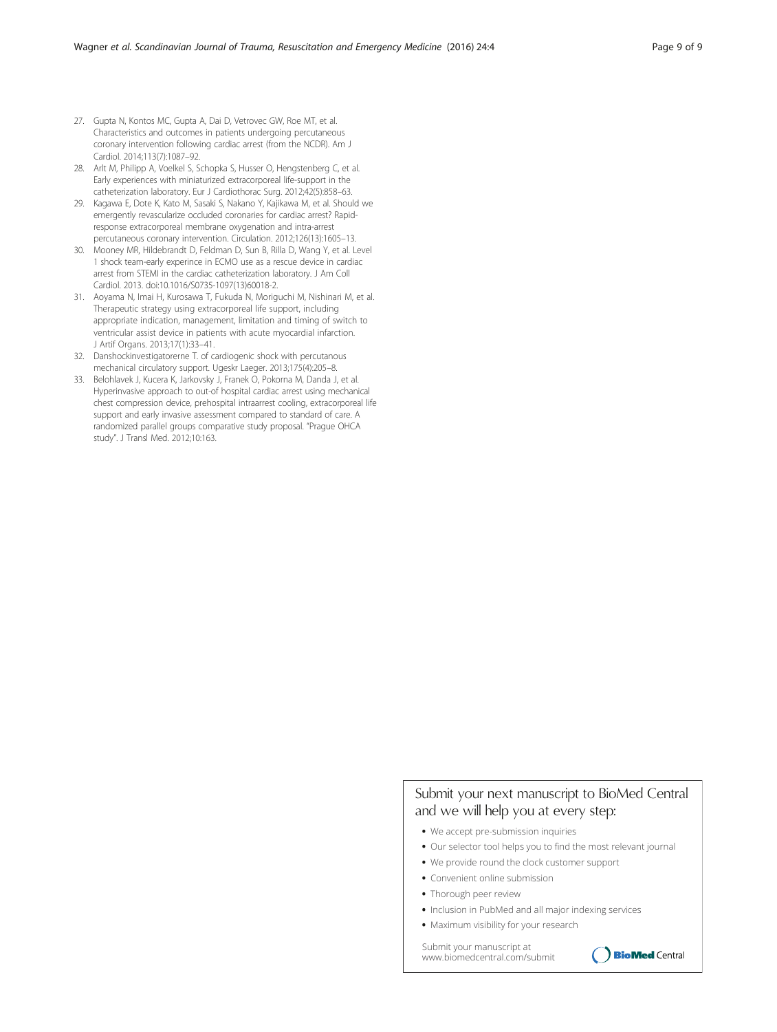27. Gupta N, Kontos MC, Gupta A, Dai D, Vetrovec GW, Roe MT, et al. Characteristics and outcomes in patients undergoing percutaneous coronary intervention following cardiac arrest (from the NCDR). Am J Cardiol. 2014;113(7):1087–92.
28. Arlt M, Philipp A, Voelkel S, Schopka S, Husser O, Hengstenberg C, et al. Early experiences with miniaturized extracorporeal life-support in the catheterization laboratory. Eur J Cardiothorac Surg. 2012;42(5):858–63.
29. Kagawa E, Dote K, Kato M, Sasaki S, Nakano Y, Kajikawa M, et al. Should we emergently revascularize occluded coronaries for cardiac arrest? Rapid-response extracorporeal membrane oxygenation and intra-arrest percutaneous coronary intervention. Circulation. 2012;126(13):1605–13.
30. Mooney MR, Hildebrandt D, Feldman D, Sun B, Rilla D, Wang Y, et al. Level 1 shock team-early experince in ECMO use as a rescue device in cardiac arrest from STEMI in the cardiac catheterization laboratory. J Am Coll Cardiol. 2013. doi:10.1016/S0735-1097(13)60018-2.
31. Aoyama N, Imai H, Kurosawa T, Fukuda N, Moriguchi M, Nishinari M, et al. Therapeutic strategy using extracorporeal life support, including appropriate indication, management, limitation and timing of switch to ventricular assist device in patients with acute myocardial infarction. J Artif Organs. 2013;17(1):33–41.
32. Danshockinvestigatorerne T. of cardiogenic shock with percutanous mechanical circulatory support. Ugeskr Laeger. 2013;175(4):205–8.
33. Belohlavek J, Kucera K, Jarkovsky J, Franek O, Pokorna M, Danda J, et al. Hyperinvasive approach to out-of hospital cardiac arrest using mechanical chest compression device, prehospital intraarrest cooling, extracorporeal life support and early invasive assessment compared to standard of care. A randomized parallel groups comparative study proposal. "Prague OHCA study". J Transl Med. 2012;10:163.

Submit your next manuscript to BioMed Central and we will help you at every step:

- We accept pre-submission inquiries
- Our selector tool helps you to find the most relevant journal
- We provide round the clock customer support
- Convenient online submission
- Thorough peer review
- Inclusion in PubMed and all major indexing services
- Maximum visibility for your research

Submit your manuscript at www.biomedcentral.com/submit

BioMed Central